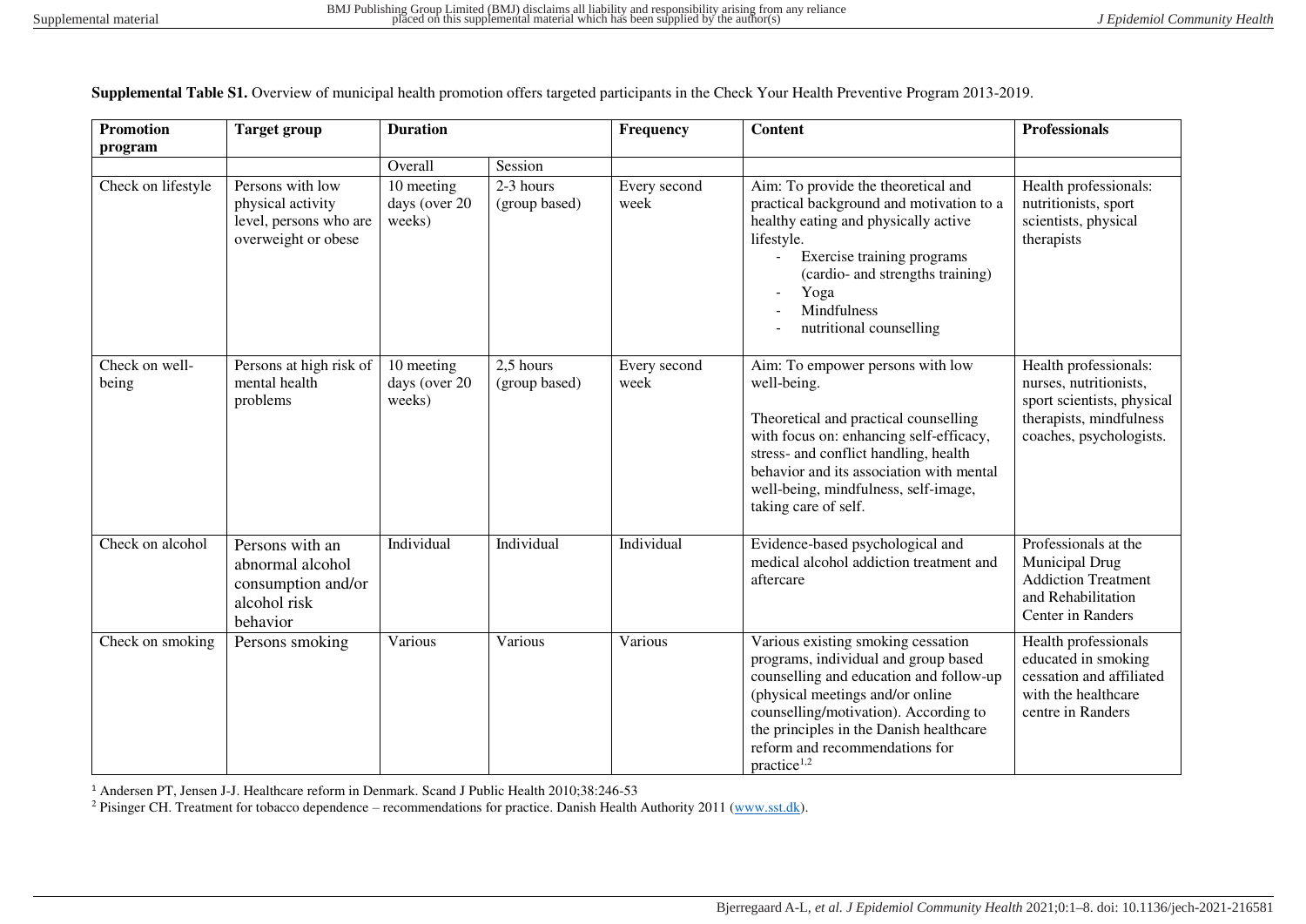**Supplemental Table S1.** Overview of municipal health promotion offers targeted participants in the Check Your Health Preventive Program 2013-2019.

| Promotion program | Target group | Duration | | Frequency | Content | Professionals |
|---|---|---|---|---|---|---|
| | | Overall | Session | | | |
| Check on lifestyle | Persons with low physical activity level, persons who are overweight or obese | 10 meeting days (over 20 weeks) | 2-3 hours (group based) | Every second week | Aim: To provide the theoretical and practical background and motivation to a healthy eating and physically active lifestyle.<br>- Exercise training programs (cardio- and strengths training)<br>- Yoga<br>- Mindfulness<br>- nutritional counselling | Health professionals: nutritionists, sport scientists, physical therapists |
| Check on well-being | Persons at high risk of mental health problems | 10 meeting days (over 20 weeks) | 2,5 hours (group based) | Every second week | Aim: To empower persons with low well-being.<br><br>Theoretical and practical counselling with focus on: enhancing self-efficacy, stress- and conflict handling, health behavior and its association with mental well-being, mindfulness, self-image, taking care of self. | Health professionals: nurses, nutritionists, sport scientists, physical therapists, mindfulness coaches, psychologists. |
| Check on alcohol | Persons with an abnormal alcohol consumption and/or alcohol risk behavior | Individual | Individual | Individual | Evidence-based psychological and medical alcohol addiction treatment and aftercare | Professionals at the Municipal Drug Addiction Treatment and Rehabilitation Center in Randers |
| Check on smoking | Persons smoking | Various | Various | Various | Various existing smoking cessation programs, individual and group based counselling and education and follow-up (physical meetings and/or online counselling/motivation). According to the principles in the Danish healthcare reform and recommendations for practice[1,2] | Health professionals educated in smoking cessation and affiliated with the healthcare centre in Randers |

[1] Andersen PT, Jensen J-J. Healthcare reform in Denmark. Scand J Public Health 2010;38:246-53

[2] Pisinger CH. Treatment for tobacco dependence – recommendations for practice. Danish Health Authority 2011 (www.sst.dk).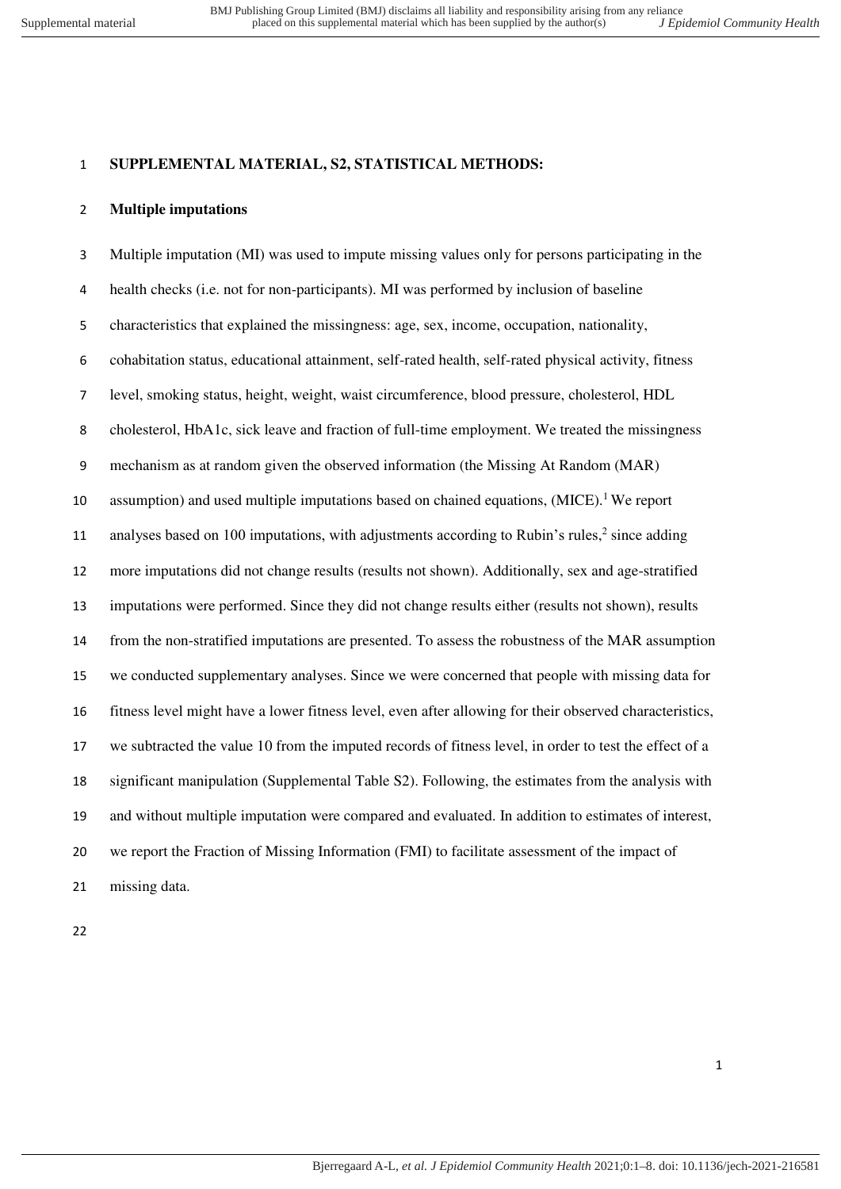**SUPPLEMENTAL MATERIAL, S2, STATISTICAL METHODS:**

**Multiple imputations**

Multiple imputation (MI) was used to impute missing values only for persons participating in the health checks (i.e. not for non-participants). MI was performed by inclusion of baseline characteristics that explained the missingness: age, sex, income, occupation, nationality, cohabitation status, educational attainment, self-rated health, self-rated physical activity, fitness level, smoking status, height, weight, waist circumference, blood pressure, cholesterol, HDL cholesterol, HbA1c, sick leave and fraction of full-time employment. We treated the missingness mechanism as at random given the observed information (the Missing At Random (MAR) assumption) and used multiple imputations based on chained equations, (MICE).[1] We report analyses based on 100 imputations, with adjustments according to Rubin's rules,[2] since adding more imputations did not change results (results not shown). Additionally, sex and age-stratified imputations were performed. Since they did not change results either (results not shown), results from the non-stratified imputations are presented. To assess the robustness of the MAR assumption we conducted supplementary analyses. Since we were concerned that people with missing data for fitness level might have a lower fitness level, even after allowing for their observed characteristics, we subtracted the value 10 from the imputed records of fitness level, in order to test the effect of a significant manipulation (Supplemental Table S2). Following, the estimates from the analysis with and without multiple imputation were compared and evaluated. In addition to estimates of interest, we report the Fraction of Missing Information (FMI) to facilitate assessment of the impact of missing data.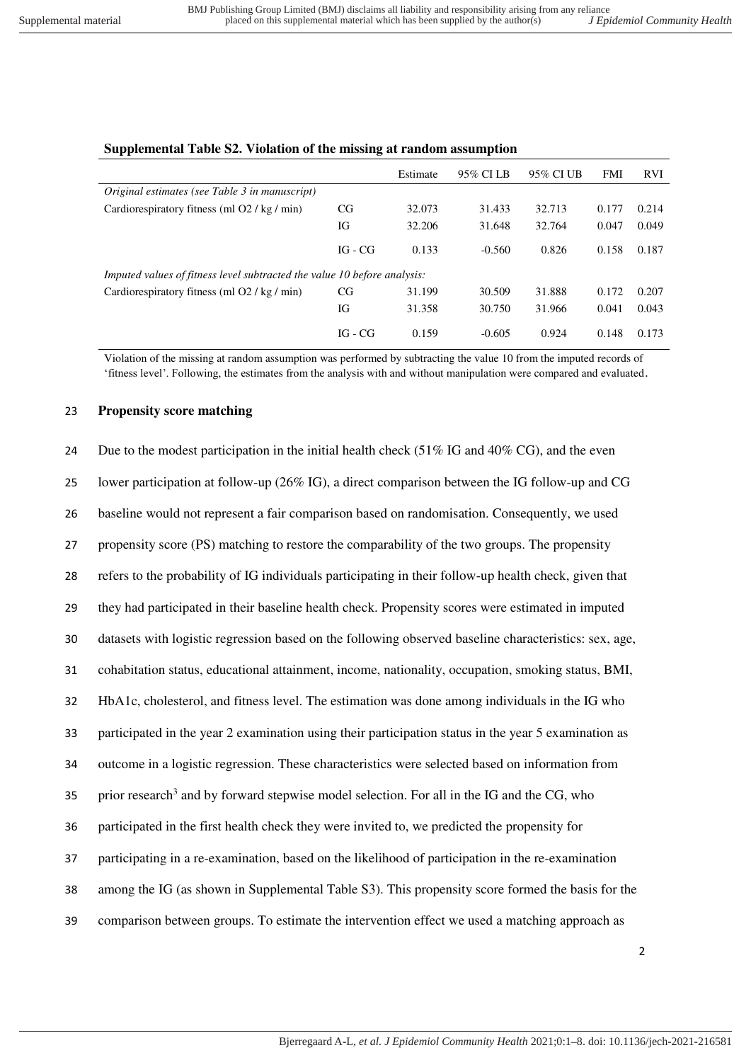**Supplemental Table S2. Violation of the missing at random assumption**

| | | Estimate | 95% CI LB | 95% CI UB | FMI | RVI |
|---|---|---|---|---|---|---|
| *Original estimates (see Table 3 in manuscript)* | | | | | | |
| Cardiorespiratory fitness (ml O2 / kg / min) | CG | 32.073 | 31.433 | 32.713 | 0.177 | 0.214 |
| | IG | 32.206 | 31.648 | 32.764 | 0.047 | 0.049 |
| | IG - CG | 0.133 | -0.560 | 0.826 | 0.158 | 0.187 |
| *Imputed values of fitness level subtracted the value 10 before analysis:* | | | | | | |
| Cardiorespiratory fitness (ml O2 / kg / min) | CG | 31.199 | 30.509 | 31.888 | 0.172 | 0.207 |
| | IG | 31.358 | 30.750 | 31.966 | 0.041 | 0.043 |
| | IG - CG | 0.159 | -0.605 | 0.924 | 0.148 | 0.173 |

Violation of the missing at random assumption was performed by subtracting the value 10 from the imputed records of 'fitness level'. Following, the estimates from the analysis with and without manipulation were compared and evaluated.

**Propensity score matching**

Due to the modest participation in the initial health check (51% IG and 40% CG), and the even lower participation at follow-up (26% IG), a direct comparison between the IG follow-up and CG baseline would not represent a fair comparison based on randomisation. Consequently, we used propensity score (PS) matching to restore the comparability of the two groups. The propensity refers to the probability of IG individuals participating in their follow-up health check, given that they had participated in their baseline health check. Propensity scores were estimated in imputed datasets with logistic regression based on the following observed baseline characteristics: sex, age, cohabitation status, educational attainment, income, nationality, occupation, smoking status, BMI, HbA1c, cholesterol, and fitness level. The estimation was done among individuals in the IG who participated in the year 2 examination using their participation status in the year 5 examination as outcome in a logistic regression. These characteristics were selected based on information from prior research[3] and by forward stepwise model selection. For all in the IG and the CG, who participated in the first health check they were invited to, we predicted the propensity for participating in a re-examination, based on the likelihood of participation in the re-examination among the IG (as shown in Supplemental Table S3). This propensity score formed the basis for the comparison between groups. To estimate the intervention effect we used a matching approach as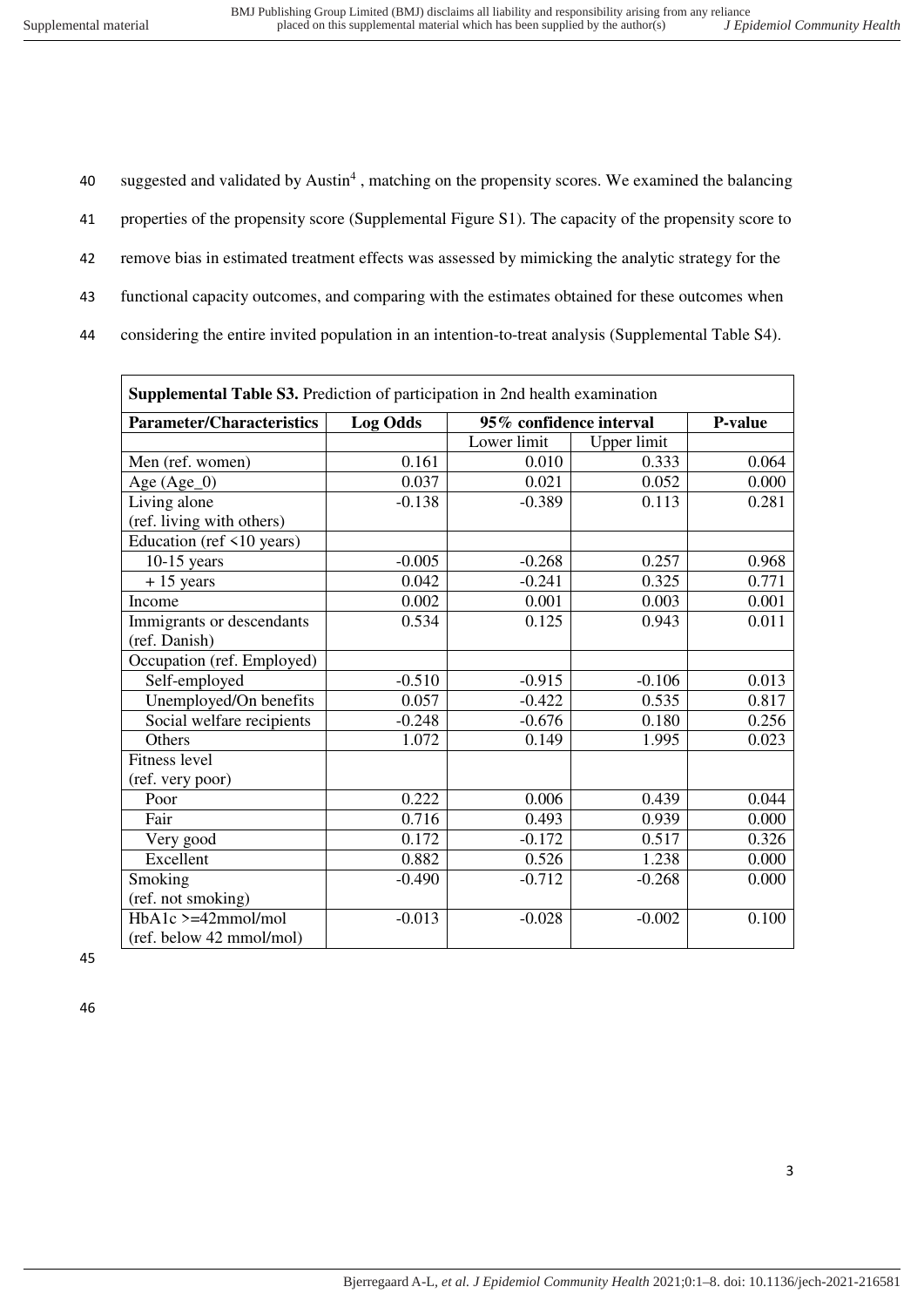suggested and validated by Austin[4] , matching on the propensity scores. We examined the balancing properties of the propensity score (Supplemental Figure S1). The capacity of the propensity score to remove bias in estimated treatment effects was assessed by mimicking the analytic strategy for the functional capacity outcomes, and comparing with the estimates obtained for these outcomes when considering the entire invited population in an intention-to-treat analysis (Supplemental Table S4).

**Supplemental Table S3.** Prediction of participation in 2nd health examination

| Parameter/Characteristics | Log Odds | 95% confidence interval | | P-value |
|---|---|---|---|---|
| | | Lower limit | Upper limit | |
| Men (ref. women) | 0.161 | 0.010 | 0.333 | 0.064 |
| Age (Age_0) | 0.037 | 0.021 | 0.052 | 0.000 |
| Living alone (ref. living with others) | -0.138 | -0.389 | 0.113 | 0.281 |
| Education (ref <10 years) | | | | |
| 10-15 years | -0.005 | -0.268 | 0.257 | 0.968 |
| + 15 years | 0.042 | -0.241 | 0.325 | 0.771 |
| Income | 0.002 | 0.001 | 0.003 | 0.001 |
| Immigrants or descendants (ref. Danish) | 0.534 | 0.125 | 0.943 | 0.011 |
| Occupation (ref. Employed) | | | | |
| Self-employed | -0.510 | -0.915 | -0.106 | 0.013 |
| Unemployed/On benefits | 0.057 | -0.422 | 0.535 | 0.817 |
| Social welfare recipients | -0.248 | -0.676 | 0.180 | 0.256 |
| Others | 1.072 | 0.149 | 1.995 | 0.023 |
| Fitness level (ref. very poor) | | | | |
| Poor | 0.222 | 0.006 | 0.439 | 0.044 |
| Fair | 0.716 | 0.493 | 0.939 | 0.000 |
| Very good | 0.172 | -0.172 | 0.517 | 0.326 |
| Excellent | 0.882 | 0.526 | 1.238 | 0.000 |
| Smoking (ref. not smoking) | -0.490 | -0.712 | -0.268 | 0.000 |
| HbA1c >=42mmol/mol (ref. below 42 mmol/mol) | -0.013 | -0.028 | -0.002 | 0.100 |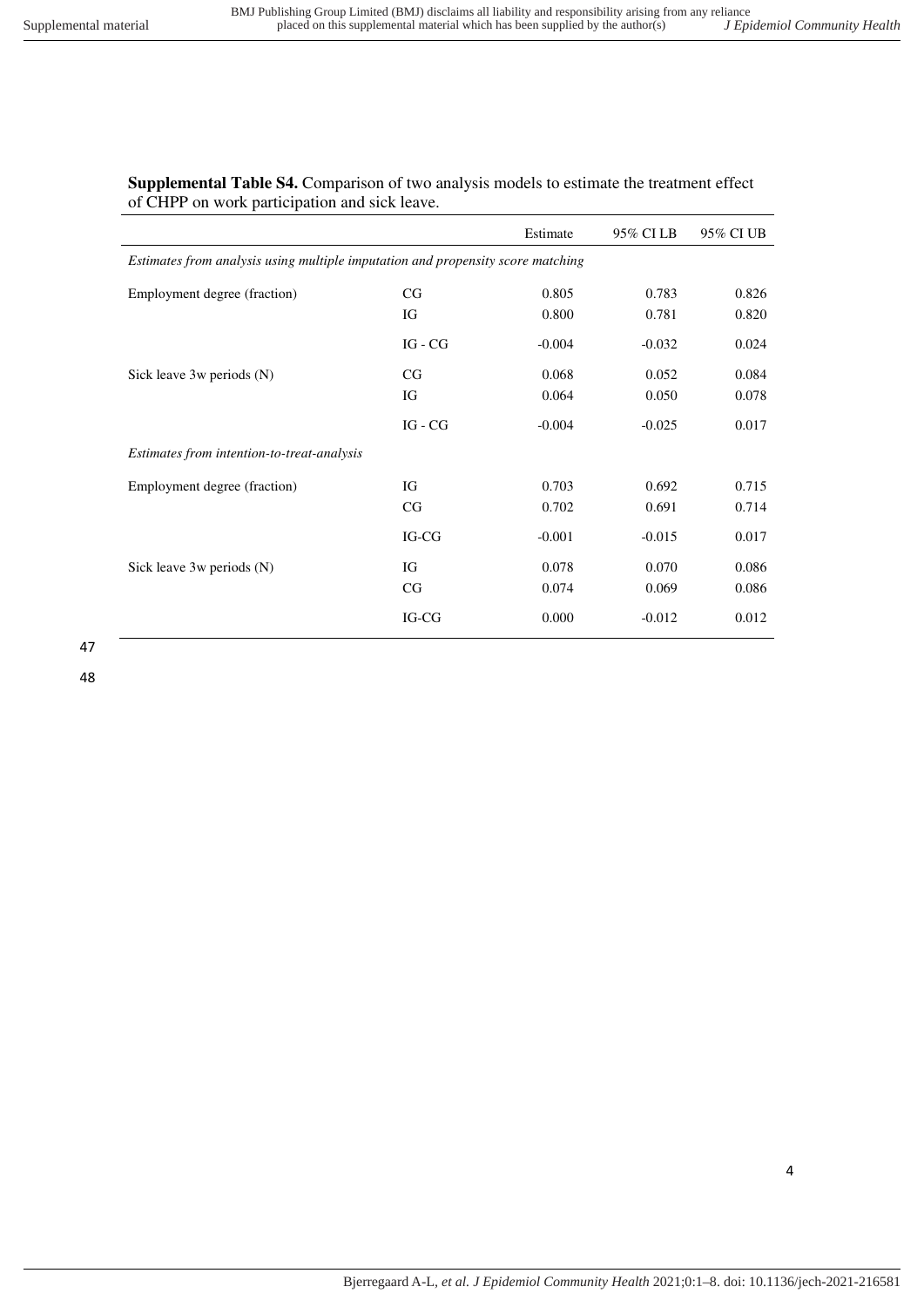**Supplemental Table S4.** Comparison of two analysis models to estimate the treatment effect of CHPP on work participation and sick leave.

| | | Estimate | 95% CI LB | 95% CI UB |
|---|---|---|---|---|
| *Estimates from analysis using multiple imputation and propensity score matching* | | | | |
| Employment degree (fraction) | CG | 0.805 | 0.783 | 0.826 |
| | IG | 0.800 | 0.781 | 0.820 |
| | IG - CG | -0.004 | -0.032 | 0.024 |
| Sick leave 3w periods (N) | CG | 0.068 | 0.052 | 0.084 |
| | IG | 0.064 | 0.050 | 0.078 |
| | IG - CG | -0.004 | -0.025 | 0.017 |
| *Estimates from intention-to-treat-analysis* | | | | |
| Employment degree (fraction) | IG | 0.703 | 0.692 | 0.715 |
| | CG | 0.702 | 0.691 | 0.714 |
| | IG-CG | -0.001 | -0.015 | 0.017 |
| Sick leave 3w periods (N) | IG | 0.078 | 0.070 | 0.086 |
| | CG | 0.074 | 0.069 | 0.086 |
| | IG-CG | 0.000 | -0.012 | 0.012 |

47

48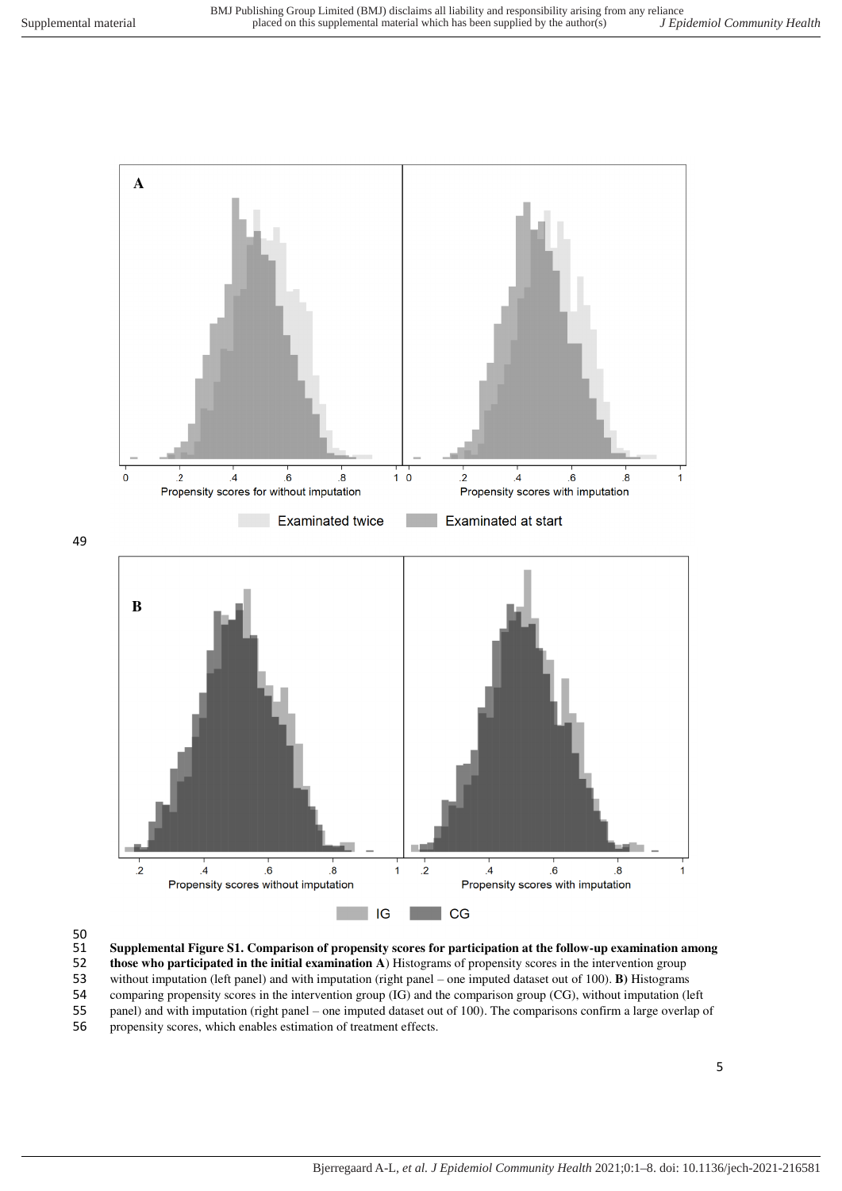Supplemental Figure S1. Comparison of propensity scores for participation at the follow-up examination among those who participated in the initial examination

**Supplemental Figure S1. Comparison of propensity scores for participation at the follow-up examination among those who participated in the initial examination A**) Histograms of propensity scores in the intervention group without imputation (left panel) and with imputation (right panel – one imputed dataset out of 100). **B)** Histograms comparing propensity scores in the intervention group (IG) and the comparison group (CG), without imputation (left panel) and with imputation (right panel – one imputed dataset out of 100). The comparisons confirm a large overlap of propensity scores, which enables estimation of treatment effects.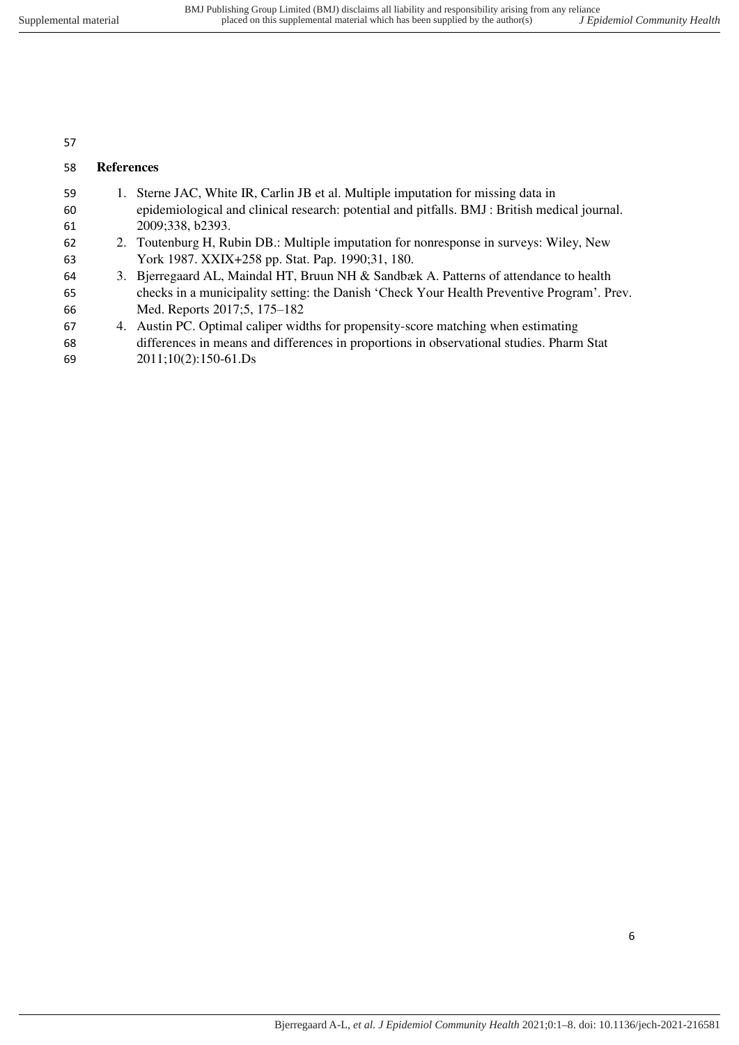## References

1. Sterne JAC, White IR, Carlin JB et al. Multiple imputation for missing data in epidemiological and clinical research: potential and pitfalls. BMJ : British medical journal. 2009;338, b2393.
2. Toutenburg H, Rubin DB.: Multiple imputation for nonresponse in surveys: Wiley, New York 1987. XXIX+258 pp. Stat. Pap. 1990;31, 180.
3. Bjerregaard AL, Maindal HT, Bruun NH & Sandbæk A. Patterns of attendance to health checks in a municipality setting: the Danish 'Check Your Health Preventive Program'. Prev. Med. Reports 2017;5, 175–182
4. Austin PC. Optimal caliper widths for propensity-score matching when estimating differences in means and differences in proportions in observational studies. Pharm Stat 2011;10(2):150-61.Ds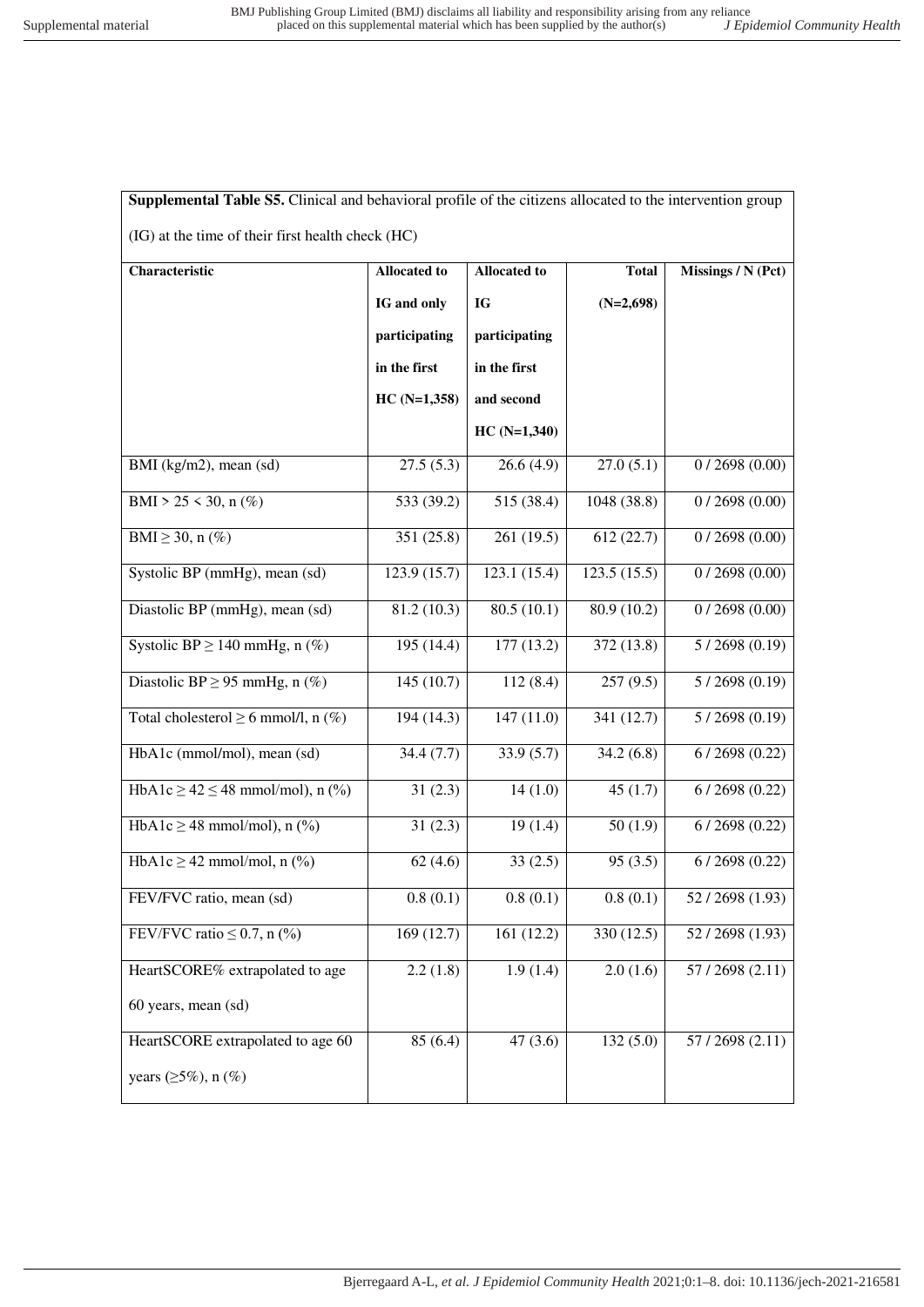**Supplemental Table S5.** Clinical and behavioral profile of the citizens allocated to the intervention group (IG) at the time of their first health check (HC)

| Characteristic | Allocated to IG and only participating in the first HC (N=1,358) | Allocated to IG participating in the first and second HC (N=1,340) | Total (N=2,698) | Missings / N (Pct) |
|---|---|---|---|---|
| BMI (kg/m2), mean (sd) | 27.5 (5.3) | 26.6 (4.9) | 27.0 (5.1) | 0 / 2698 (0.00) |
| BMI > 25 < 30, n (%) | 533 (39.2) | 515 (38.4) | 1048 (38.8) | 0 / 2698 (0.00) |
| BMI ≥ 30, n (%) | 351 (25.8) | 261 (19.5) | 612 (22.7) | 0 / 2698 (0.00) |
| Systolic BP (mmHg), mean (sd) | 123.9 (15.7) | 123.1 (15.4) | 123.5 (15.5) | 0 / 2698 (0.00) |
| Diastolic BP (mmHg), mean (sd) | 81.2 (10.3) | 80.5 (10.1) | 80.9 (10.2) | 0 / 2698 (0.00) |
| Systolic BP ≥ 140 mmHg, n (%) | 195 (14.4) | 177 (13.2) | 372 (13.8) | 5 / 2698 (0.19) |
| Diastolic BP ≥ 95 mmHg, n (%) | 145 (10.7) | 112 (8.4) | 257 (9.5) | 5 / 2698 (0.19) |
| Total cholesterol ≥ 6 mmol/l, n (%) | 194 (14.3) | 147 (11.0) | 341 (12.7) | 5 / 2698 (0.19) |
| HbA1c (mmol/mol), mean (sd) | 34.4 (7.7) | 33.9 (5.7) | 34.2 (6.8) | 6 / 2698 (0.22) |
| HbA1c ≥ 42 ≤ 48 mmol/mol), n (%) | 31 (2.3) | 14 (1.0) | 45 (1.7) | 6 / 2698 (0.22) |
| HbA1c ≥ 48 mmol/mol), n (%) | 31 (2.3) | 19 (1.4) | 50 (1.9) | 6 / 2698 (0.22) |
| HbA1c ≥ 42 mmol/mol, n (%) | 62 (4.6) | 33 (2.5) | 95 (3.5) | 6 / 2698 (0.22) |
| FEV/FVC ratio, mean (sd) | 0.8 (0.1) | 0.8 (0.1) | 0.8 (0.1) | 52 / 2698 (1.93) |
| FEV/FVC ratio ≤ 0.7, n (%) | 169 (12.7) | 161 (12.2) | 330 (12.5) | 52 / 2698 (1.93) |
| HeartSCORE% extrapolated to age 60 years, mean (sd) | 2.2 (1.8) | 1.9 (1.4) | 2.0 (1.6) | 57 / 2698 (2.11) |
| HeartSCORE extrapolated to age 60 years (≥5%), n (%) | 85 (6.4) | 47 (3.6) | 132 (5.0) | 57 / 2698 (2.11) |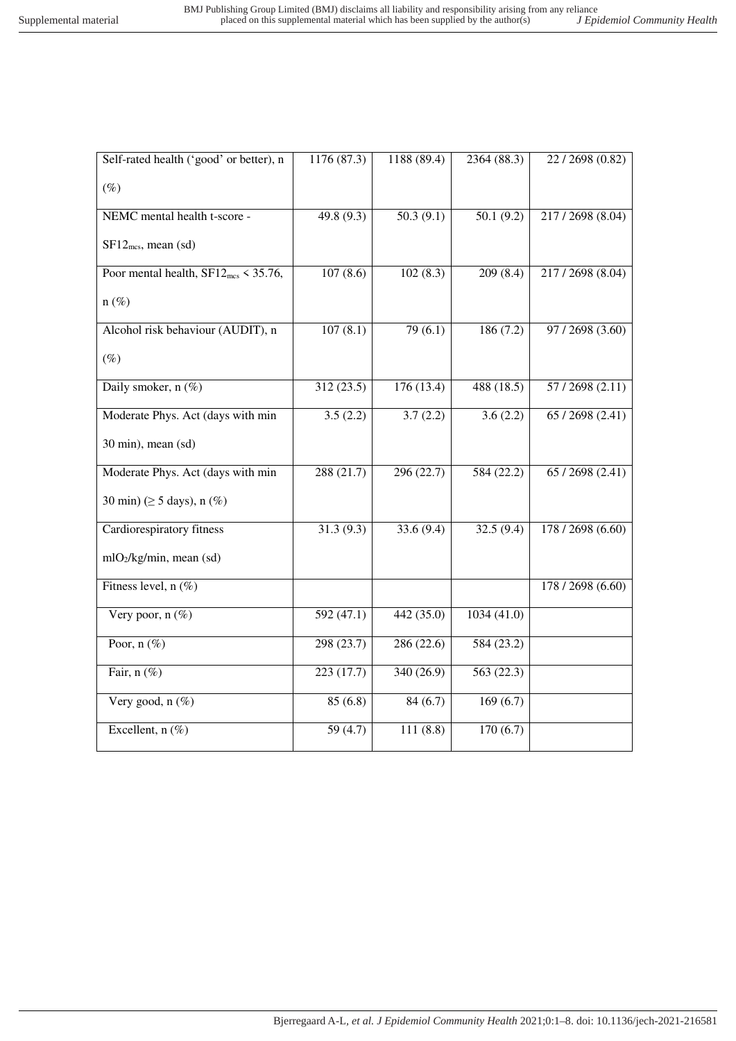| | | | | |
|---|---|---|---|---|
| Self-rated health ('good' or better), n (%) | 1176 (87.3) | 1188 (89.4) | 2364 (88.3) | 22 / 2698 (0.82) |
| NEMC mental health t-score - $SF12_{mcs}$, mean (sd) | 49.8 (9.3) | 50.3 (9.1) | 50.1 (9.2) | 217 / 2698 (8.04) |
| Poor mental health, $SF12_{mcs}$ < 35.76, n (%) | 107 (8.6) | 102 (8.3) | 209 (8.4) | 217 / 2698 (8.04) |
| Alcohol risk behaviour (AUDIT), n (%) | 107 (8.1) | 79 (6.1) | 186 (7.2) | 97 / 2698 (3.60) |
| Daily smoker, n (%) | 312 (23.5) | 176 (13.4) | 488 (18.5) | 57 / 2698 (2.11) |
| Moderate Phys. Act (days with min 30 min), mean (sd) | 3.5 (2.2) | 3.7 (2.2) | 3.6 (2.2) | 65 / 2698 (2.41) |
| Moderate Phys. Act (days with min 30 min) (≥ 5 days), n (%) | 288 (21.7) | 296 (22.7) | 584 (22.2) | 65 / 2698 (2.41) |
| Cardiorespiratory fitness $mlO_2$/kg/min, mean (sd) | 31.3 (9.3) | 33.6 (9.4) | 32.5 (9.4) | 178 / 2698 (6.60) |
| Fitness level, n (%) | | | | 178 / 2698 (6.60) |
| Very poor, n (%) | 592 (47.1) | 442 (35.0) | 1034 (41.0) | |
| Poor, n (%) | 298 (23.7) | 286 (22.6) | 584 (23.2) | |
| Fair, n (%) | 223 (17.7) | 340 (26.9) | 563 (22.3) | |
| Very good, n (%) | 85 (6.8) | 84 (6.7) | 169 (6.7) | |
| Excellent, n (%) | 59 (4.7) | 111 (8.8) | 170 (6.7) | |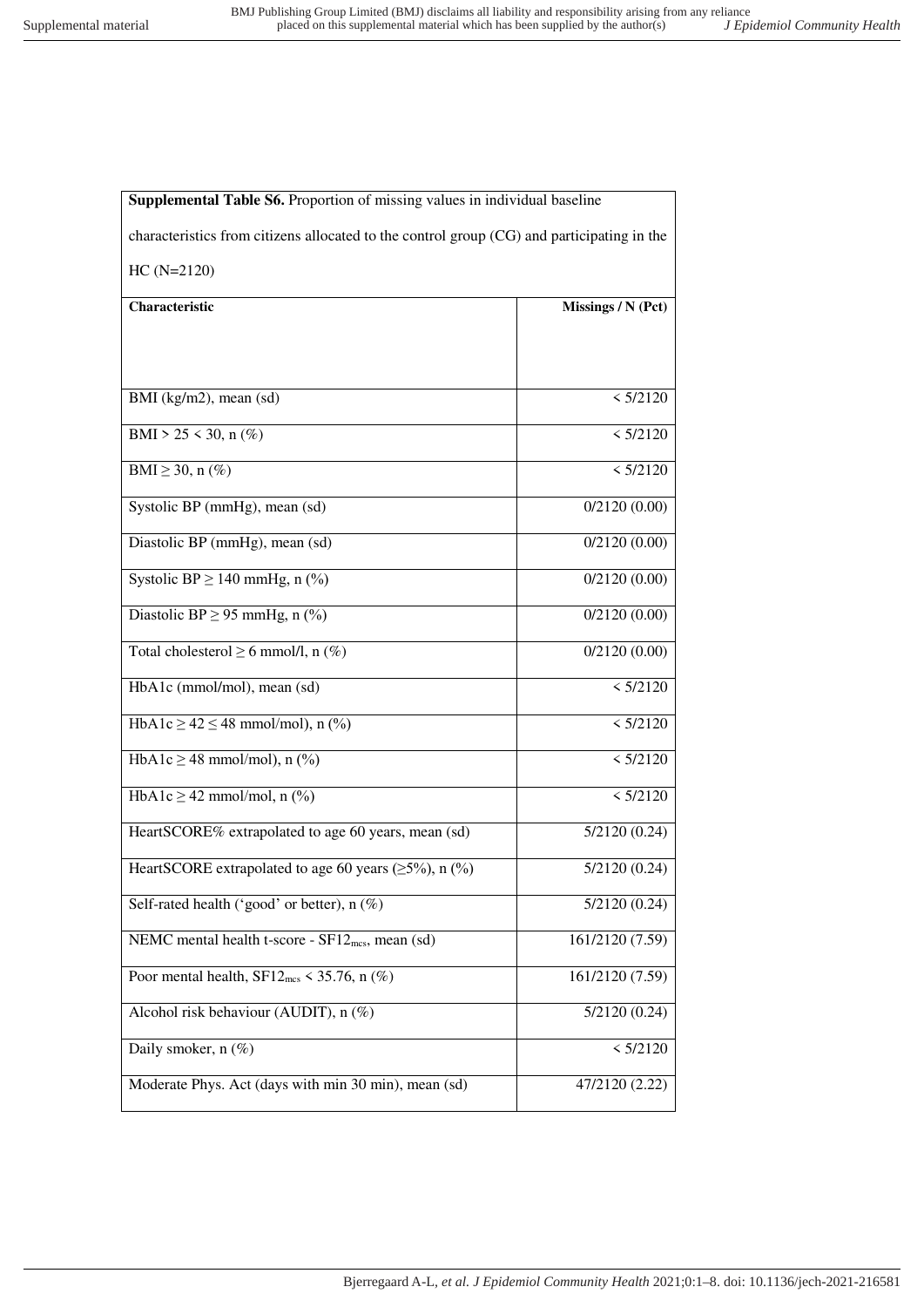**Supplemental Table S6.** Proportion of missing values in individual baseline characteristics from citizens allocated to the control group (CG) and participating in the HC (N=2120)

| Characteristic | Missings / N (Pct) |
|---|---|
| BMI (kg/m2), mean (sd) | < 5/2120 |
| BMI > 25 < 30, n (%) | < 5/2120 |
| BMI ≥ 30, n (%) | < 5/2120 |
| Systolic BP (mmHg), mean (sd) | 0/2120 (0.00) |
| Diastolic BP (mmHg), mean (sd) | 0/2120 (0.00) |
| Systolic BP ≥ 140 mmHg, n (%) | 0/2120 (0.00) |
| Diastolic BP ≥ 95 mmHg, n (%) | 0/2120 (0.00) |
| Total cholesterol ≥ 6 mmol/l, n (%) | 0/2120 (0.00) |
| HbA1c (mmol/mol), mean (sd) | < 5/2120 |
| HbA1c ≥ 42 ≤ 48 mmol/mol), n (%) | < 5/2120 |
| HbA1c ≥ 48 mmol/mol), n (%) | < 5/2120 |
| HbA1c ≥ 42 mmol/mol, n (%) | < 5/2120 |
| HeartSCORE% extrapolated to age 60 years, mean (sd) | 5/2120 (0.24) |
| HeartSCORE extrapolated to age 60 years (≥5%), n (%) | 5/2120 (0.24) |
| Self-rated health ('good' or better), n (%) | 5/2120 (0.24) |
| NEMC mental health t-score - $SF12_{mcs}$, mean (sd) | 161/2120 (7.59) |
| Poor mental health, $SF12_{mcs} < 35.76$, n (%) | 161/2120 (7.59) |
| Alcohol risk behaviour (AUDIT), n (%) | 5/2120 (0.24) |
| Daily smoker, n (%) | < 5/2120 |
| Moderate Phys. Act (days with min 30 min), mean (sd) | 47/2120 (2.22) |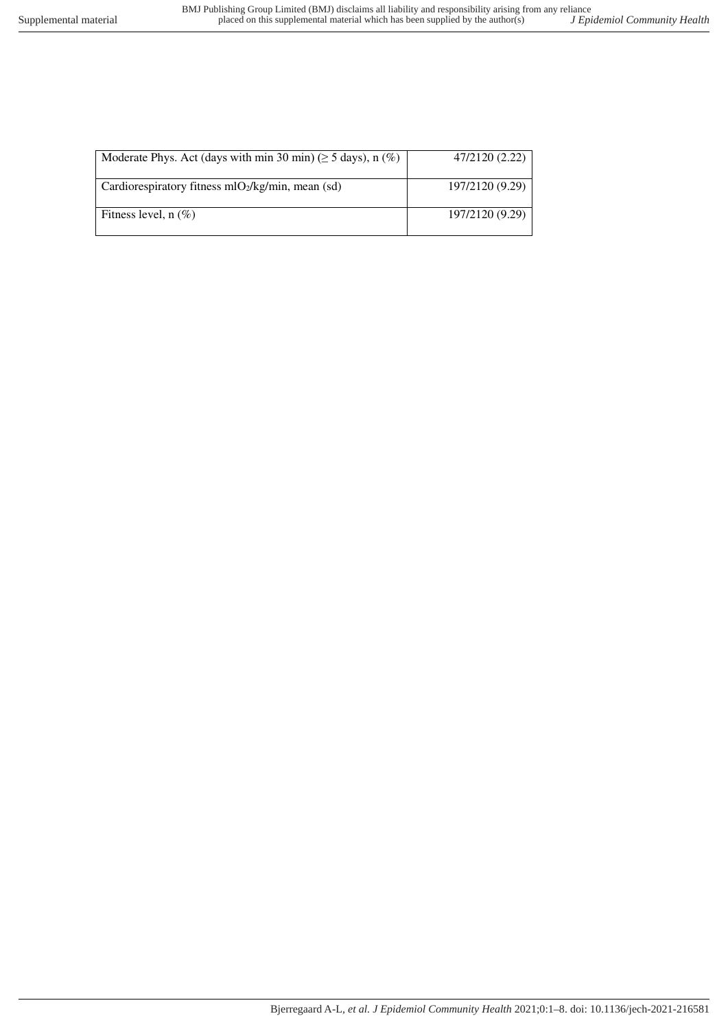| | |
|---|---|
| Moderate Phys. Act (days with min 30 min) (≥ 5 days), n (%) | 47/2120 (2.22) |
| Cardiorespiratory fitness ml$O_2$/kg/min, mean (sd) | 197/2120 (9.29) |
| Fitness level, n (%) | 197/2120 (9.29) |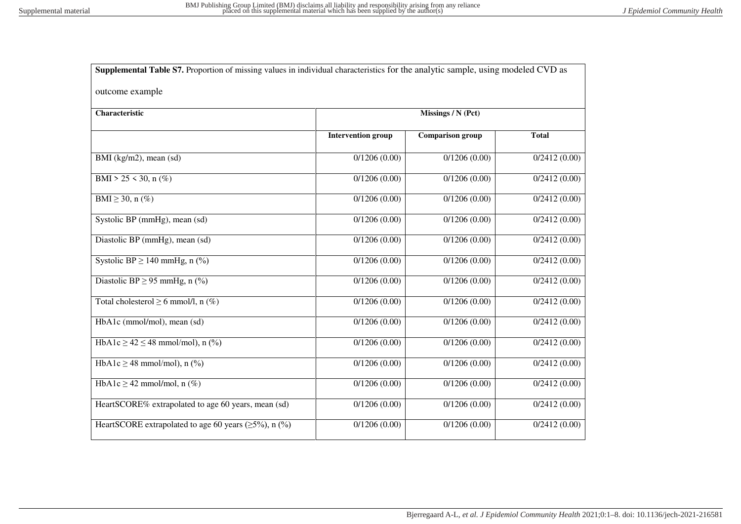**Supplemental Table S7.** Proportion of missing values in individual characteristics for the analytic sample, using modeled CVD as outcome example

| Characteristic | Missings / N (Pct) | | |
|---|---|---|---|
| | **Intervention group** | **Comparison group** | **Total** |
| BMI (kg/m2), mean (sd) | 0/1206 (0.00) | 0/1206 (0.00) | 0/2412 (0.00) |
| BMI > 25 < 30, n (%) | 0/1206 (0.00) | 0/1206 (0.00) | 0/2412 (0.00) |
| BMI ≥ 30, n (%) | 0/1206 (0.00) | 0/1206 (0.00) | 0/2412 (0.00) |
| Systolic BP (mmHg), mean (sd) | 0/1206 (0.00) | 0/1206 (0.00) | 0/2412 (0.00) |
| Diastolic BP (mmHg), mean (sd) | 0/1206 (0.00) | 0/1206 (0.00) | 0/2412 (0.00) |
| Systolic BP ≥ 140 mmHg, n (%) | 0/1206 (0.00) | 0/1206 (0.00) | 0/2412 (0.00) |
| Diastolic BP ≥ 95 mmHg, n (%) | 0/1206 (0.00) | 0/1206 (0.00) | 0/2412 (0.00) |
| Total cholesterol ≥ 6 mmol/l, n (%) | 0/1206 (0.00) | 0/1206 (0.00) | 0/2412 (0.00) |
| HbA1c (mmol/mol), mean (sd) | 0/1206 (0.00) | 0/1206 (0.00) | 0/2412 (0.00) |
| HbA1c ≥ 42 ≤ 48 mmol/mol), n (%) | 0/1206 (0.00) | 0/1206 (0.00) | 0/2412 (0.00) |
| HbA1c ≥ 48 mmol/mol), n (%) | 0/1206 (0.00) | 0/1206 (0.00) | 0/2412 (0.00) |
| HbA1c ≥ 42 mmol/mol, n (%) | 0/1206 (0.00) | 0/1206 (0.00) | 0/2412 (0.00) |
| HeartSCORE% extrapolated to age 60 years, mean (sd) | 0/1206 (0.00) | 0/1206 (0.00) | 0/2412 (0.00) |
| HeartSCORE extrapolated to age 60 years (≥5%), n (%) | 0/1206 (0.00) | 0/1206 (0.00) | 0/2412 (0.00) |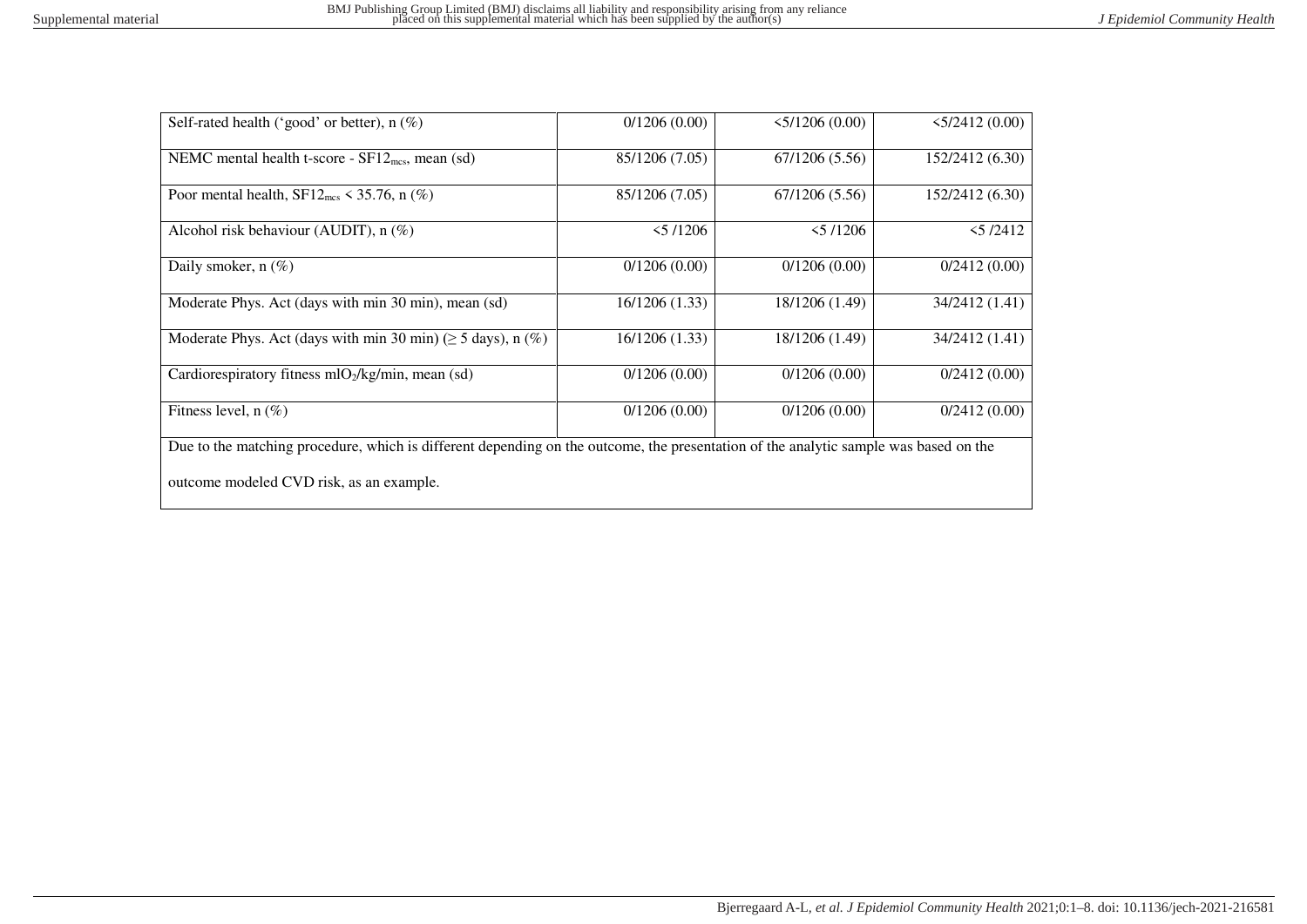| | | | |
|---|---|---|---|
| Self-rated health ('good' or better), n (%) | 0/1206 (0.00) | <5/1206 (0.00) | <5/2412 (0.00) |
| NEMC mental health t-score - $SF12_{mcs}$, mean (sd) | 85/1206 (7.05) | 67/1206 (5.56) | 152/2412 (6.30) |
| Poor mental health, $SF12_{mcs}$ < 35.76, n (%) | 85/1206 (7.05) | 67/1206 (5.56) | 152/2412 (6.30) |
| Alcohol risk behaviour (AUDIT), n (%) | <5 /1206 | <5 /1206 | <5 /2412 |
| Daily smoker, n (%) | 0/1206 (0.00) | 0/1206 (0.00) | 0/2412 (0.00) |
| Moderate Phys. Act (days with min 30 min), mean (sd) | 16/1206 (1.33) | 18/1206 (1.49) | 34/2412 (1.41) |
| Moderate Phys. Act (days with min 30 min) (≥ 5 days), n (%) | 16/1206 (1.33) | 18/1206 (1.49) | 34/2412 (1.41) |
| Cardiorespiratory fitness $mlO_2$/kg/min, mean (sd) | 0/1206 (0.00) | 0/1206 (0.00) | 0/2412 (0.00) |
| Fitness level, n (%) | 0/1206 (0.00) | 0/1206 (0.00) | 0/2412 (0.00) |

Due to the matching procedure, which is different depending on the outcome, the presentation of the analytic sample was based on the outcome modeled CVD risk, as an example.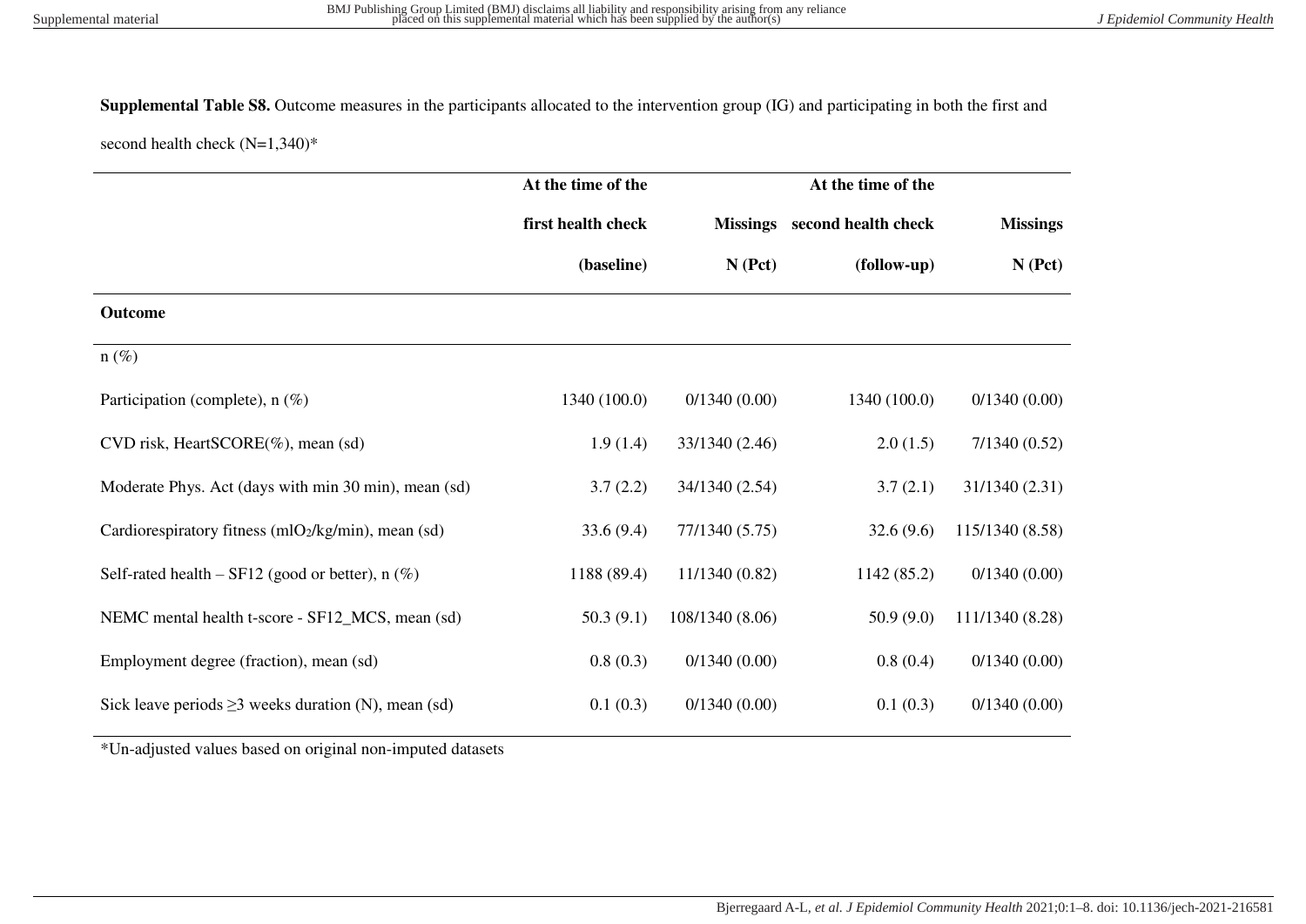**Supplemental Table S8.** Outcome measures in the participants allocated to the intervention group (IG) and participating in both the first and second health check (N=1,340)*

| | At the time of the first health check (baseline) | Missings N (Pct) | At the time of the second health check (follow-up) | Missings N (Pct) |
|---|---|---|---|---|
| **Outcome** | | | | |
| n (%) | | | | |
| Participation (complete), n (%) | 1340 (100.0) | 0/1340 (0.00) | 1340 (100.0) | 0/1340 (0.00) |
| CVD risk, HeartSCORE(%), mean (sd) | 1.9 (1.4) | 33/1340 (2.46) | 2.0 (1.5) | 7/1340 (0.52) |
| Moderate Phys. Act (days with min 30 min), mean (sd) | 3.7 (2.2) | 34/1340 (2.54) | 3.7 (2.1) | 31/1340 (2.31) |
| Cardiorespiratory fitness (mlO$_2$/kg/min), mean (sd) | 33.6 (9.4) | 77/1340 (5.75) | 32.6 (9.6) | 115/1340 (8.58) |
| Self-rated health – SF12 (good or better), n (%) | 1188 (89.4) | 11/1340 (0.82) | 1142 (85.2) | 0/1340 (0.00) |
| NEMC mental health t-score - SF12_MCS, mean (sd) | 50.3 (9.1) | 108/1340 (8.06) | 50.9 (9.0) | 111/1340 (8.28) |
| Employment degree (fraction), mean (sd) | 0.8 (0.3) | 0/1340 (0.00) | 0.8 (0.4) | 0/1340 (0.00) |
| Sick leave periods ≥3 weeks duration (N), mean (sd) | 0.1 (0.3) | 0/1340 (0.00) | 0.1 (0.3) | 0/1340 (0.00) |

*Un-adjusted values based on original non-imputed datasets